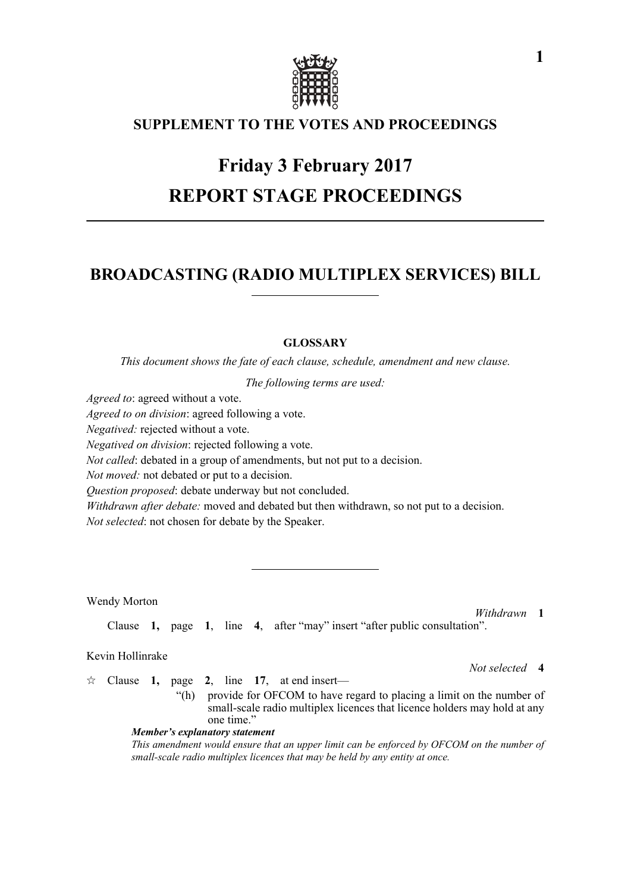## SUPPLEMENT TO THE VOTES AND PROCEEDINGS

# Friday 3 February 2017

# REPORT STAGE PROCEEDINGS

## BROADCASTING (RADIO MULTIPLEX SERVICES) BILL

### GLOSSARY

*This document shows the fate of each clause, schedule, amendment and new clause.*

*The following terms are used:*

*Agreed to*: agreed without a vote.

*Agreed to on division*: agreed following a vote.

*Negatived:* rejected without a vote.

*Negatived on division*: rejected following a vote.

*Not called*: debated in a group of amendments, but not put to a decision.

*Not moved:* not debated or put to a decision.

*Question proposed*: debate underway but not concluded.

*Withdrawn after debate:* moved and debated but then withdrawn, so not put to a decision.

*Not selected*: not chosen for debate by the Speaker.

---

Wendy Morton

*Withdrawn* **1**

Clause **1**, page **1**, line **4**, after "may" insert "after public consultation".

Kevin Hollinrake

*Not selected* **4**

☆ Clause **1**, page **2**, line **17**, at end insert—

"(h) provide for OFCOM to have regard to placing a limit on the number of small-scale radio multiplex licences that licence holders may hold at any one time."

***Member's explanatory statement***

*This amendment would ensure that an upper limit can be enforced by OFCOM on the number of small-scale radio multiplex licences that may be held by any entity at once.*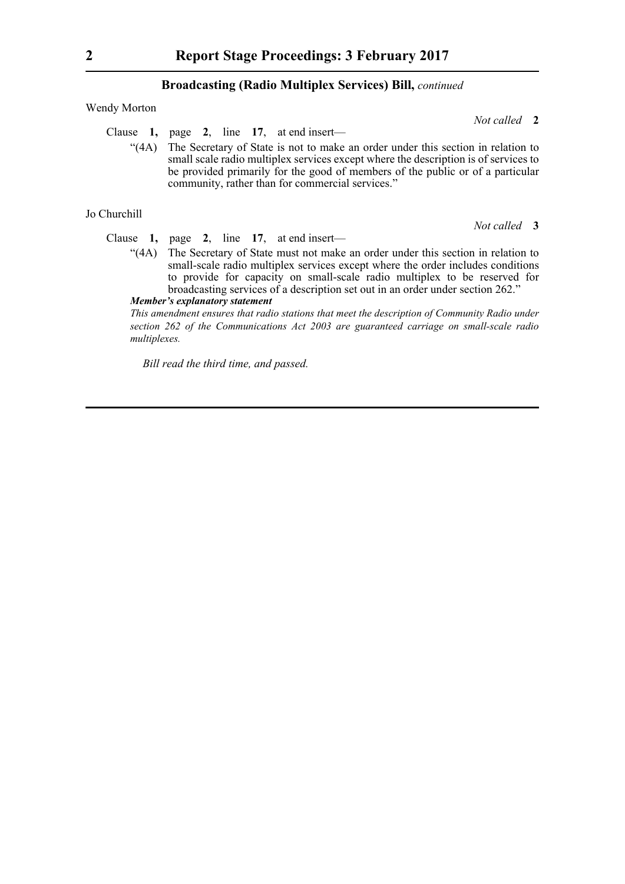## Broadcasting (Radio Multiplex Services) Bill, *continued*

Wendy Morton

*Not called* **2**

Clause **1,** page **2**, line **17**, at end insert—

"(4A) The Secretary of State is not to make an order under this section in relation to small scale radio multiplex services except where the description is of services to be provided primarily for the good of members of the public or of a particular community, rather than for commercial services."

Jo Churchill

*Not called* **3**

Clause **1,** page **2**, line **17**, at end insert—

"(4A) The Secretary of State must not make an order under this section in relation to small-scale radio multiplex services except where the order includes conditions to provide for capacity on small-scale radio multiplex to be reserved for broadcasting services of a description set out in an order under section 262."

***Member's explanatory statement***

*This amendment ensures that radio stations that meet the description of Community Radio under section 262 of the Communications Act 2003 are guaranteed carriage on small-scale radio multiplexes.*

*Bill read the third time, and passed.*